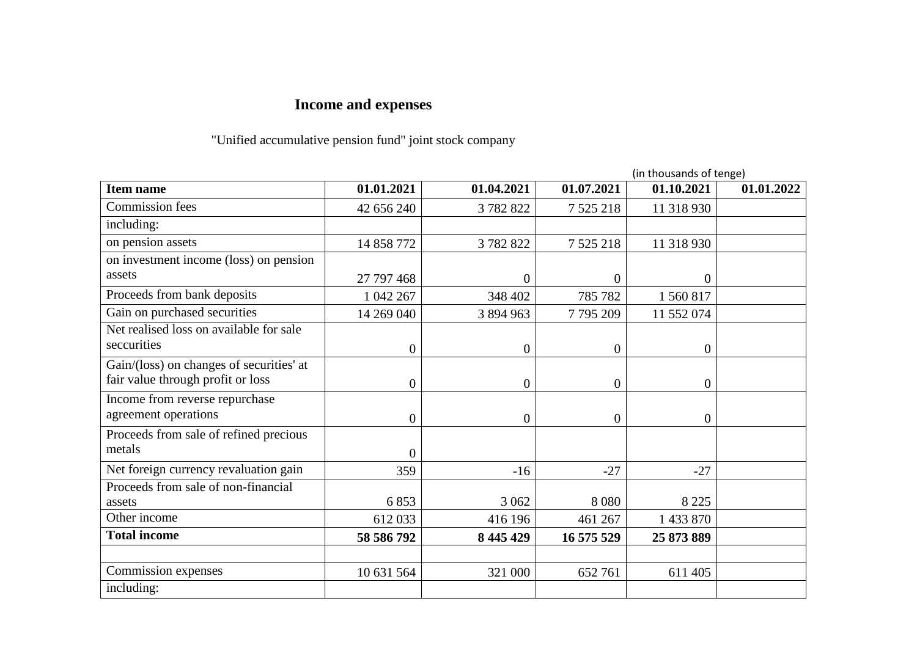# Income and expenses

"Unified accumulative pension fund" joint stock company

(in thousands of tenge)

| Item name | 01.01.2021 | 01.04.2021 | 01.07.2021 | 01.10.2021 | 01.01.2022 |
|---|---|---|---|---|---|
| Commission fees | 42 656 240 | 3 782 822 | 7 525 218 | 11 318 930 | |
| including: | | | | | |
| on pension assets | 14 858 772 | 3 782 822 | 7 525 218 | 11 318 930 | |
| on investment income (loss) on pension assets | 27 797 468 | 0 | 0 | 0 | |
| Proceeds from bank deposits | 1 042 267 | 348 402 | 785 782 | 1 560 817 | |
| Gain on purchased securities | 14 269 040 | 3 894 963 | 7 795 209 | 11 552 074 | |
| Net realised loss on available for sale seccurities | 0 | 0 | 0 | 0 | |
| Gain/(loss) on changes of securities' at fair value through profit or loss | 0 | 0 | 0 | 0 | |
| Income from reverse repurchase agreement operations | 0 | 0 | 0 | 0 | |
| Proceeds from sale of refined precious metals | 0 | | | | |
| Net foreign currency revaluation gain | 359 | -16 | -27 | -27 | |
| Proceeds from sale of non-financial assets | 6 853 | 3 062 | 8 080 | 8 225 | |
| Other income | 612 033 | 416 196 | 461 267 | 1 433 870 | |
| **Total income** | **58 586 792** | **8 445 429** | **16 575 529** | **25 873 889** | |
| | | | | | |
| Commission expenses | 10 631 564 | 321 000 | 652 761 | 611 405 | |
| including: | | | | | |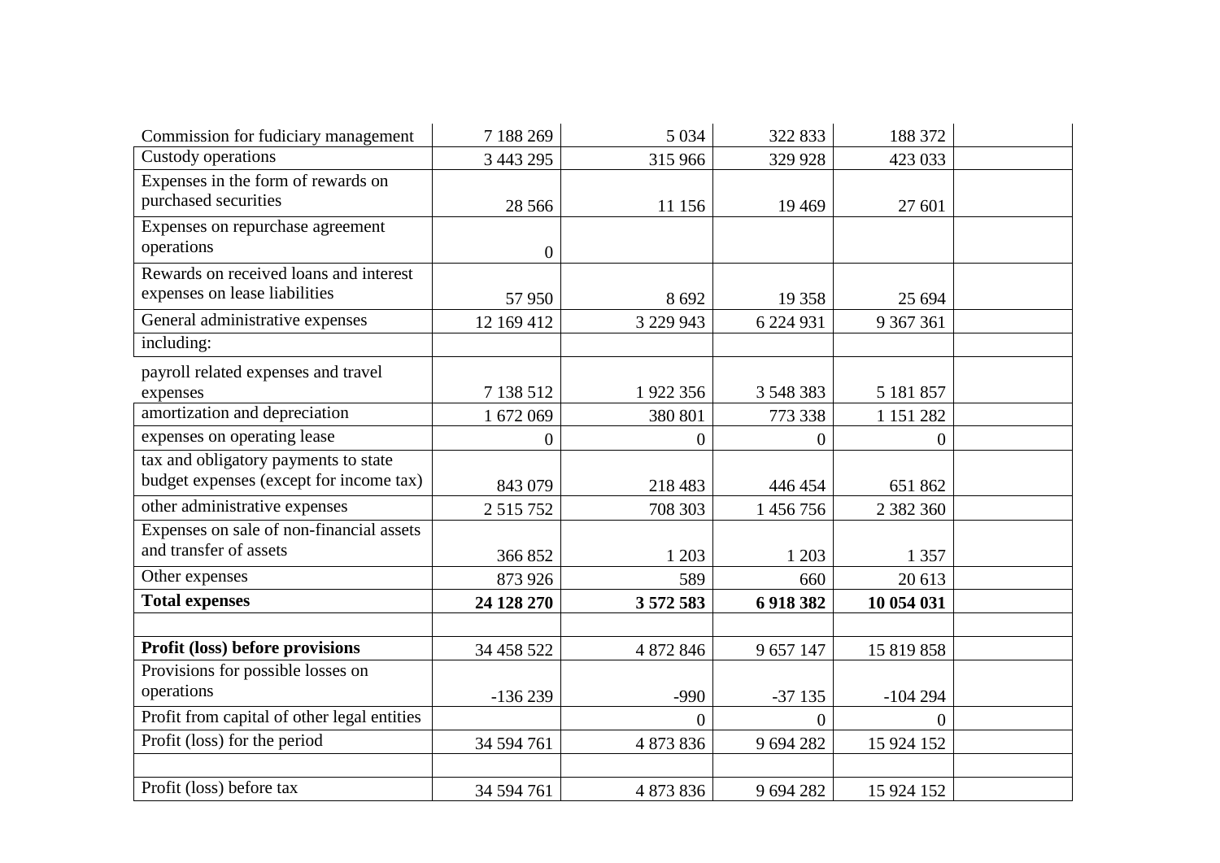| | | | | | |
|---|---|---|---|---|---|
| Commission for fiduciary management | 7 188 269 | 5 034 | 322 833 | 188 372 | |
| Custody operations | 3 443 295 | 315 966 | 329 928 | 423 033 | |
| Expenses in the form of rewards on purchased securities | 28 566 | 11 156 | 19 469 | 27 601 | |
| Expenses on repurchase agreement operations | 0 | | | | |
| Rewards on received loans and interest expenses on lease liabilities | 57 950 | 8 692 | 19 358 | 25 694 | |
| General administrative expenses | 12 169 412 | 3 229 943 | 6 224 931 | 9 367 361 | |
| including: | | | | | |
| payroll related expenses and travel expenses | 7 138 512 | 1 922 356 | 3 548 383 | 5 181 857 | |
| amortization and depreciation | 1 672 069 | 380 801 | 773 338 | 1 151 282 | |
| expenses on operating lease | 0 | 0 | 0 | 0 | |
| tax and obligatory payments to state budget expenses (except for income tax) | 843 079 | 218 483 | 446 454 | 651 862 | |
| other administrative expenses | 2 515 752 | 708 303 | 1 456 756 | 2 382 360 | |
| Expenses on sale of non-financial assets and transfer of assets | 366 852 | 1 203 | 1 203 | 1 357 | |
| Other expenses | 873 926 | 589 | 660 | 20 613 | |
| **Total expenses** | **24 128 270** | **3 572 583** | **6 918 382** | **10 054 031** | |
| | | | | | |
| **Profit (loss) before provisions** | 34 458 522 | 4 872 846 | 9 657 147 | 15 819 858 | |
| Provisions for possible losses on operations | -136 239 | -990 | -37 135 | -104 294 | |
| Profit from capital of other legal entities | | 0 | 0 | 0 | |
| Profit (loss) for the period | 34 594 761 | 4 873 836 | 9 694 282 | 15 924 152 | |
| | | | | | |
| Profit (loss) before tax | 34 594 761 | 4 873 836 | 9 694 282 | 15 924 152 | |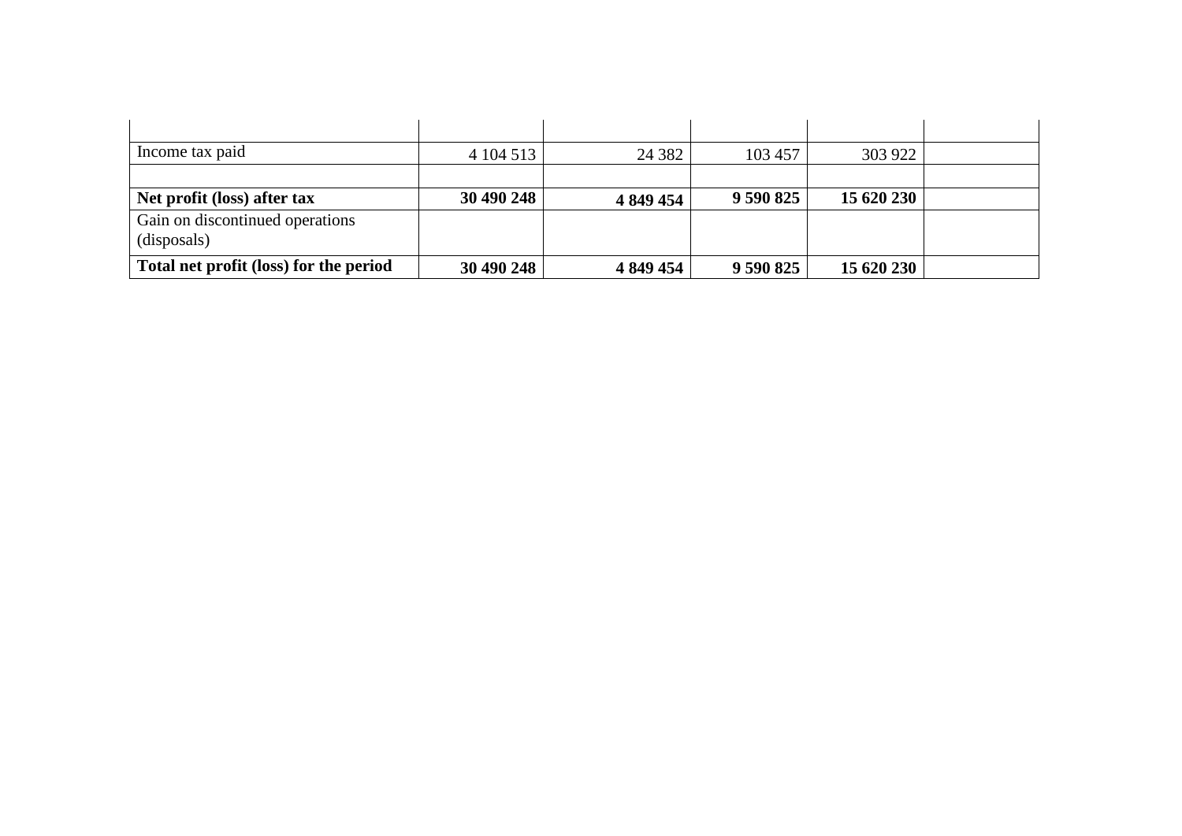| | | | | | |
|---|---|---|---|---|---|
| | | | | | |
| Income tax paid | 4 104 513 | 24 382 | 103 457 | 303 922 | |
| | | | | | |
| **Net profit (loss) after tax** | **30 490 248** | **4 849 454** | **9 590 825** | **15 620 230** | |
| Gain on discontinued operations (disposals) | | | | | |
| **Total net profit (loss) for the period** | **30 490 248** | **4 849 454** | **9 590 825** | **15 620 230** | |